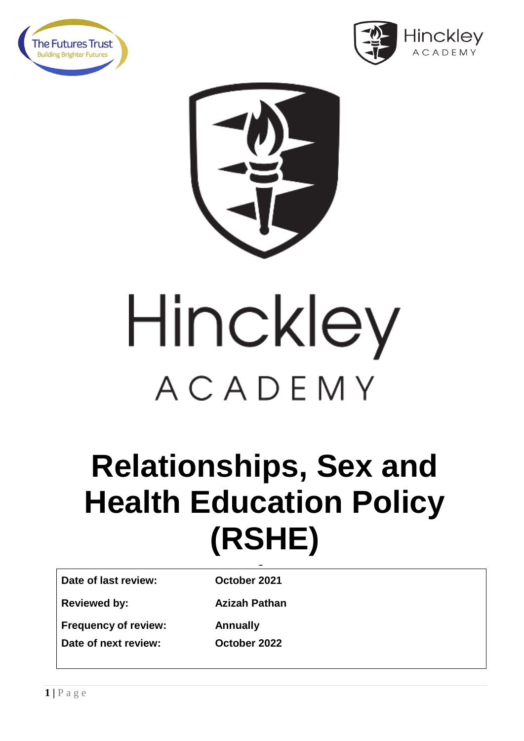The Futures Trust
Building Brighter Futures

Hinckley
ACADEMY

Hinckley
ACADEMY

# Relationships, Sex and Health Education Policy (RSHE)

| | |
|---|---|
| **Date of last review:** | **October 2021** |
| **Reviewed by:** | **Azizah Pathan** |
| **Frequency of review:** | **Annually** |
| **Date of next review:** | **October 2022** |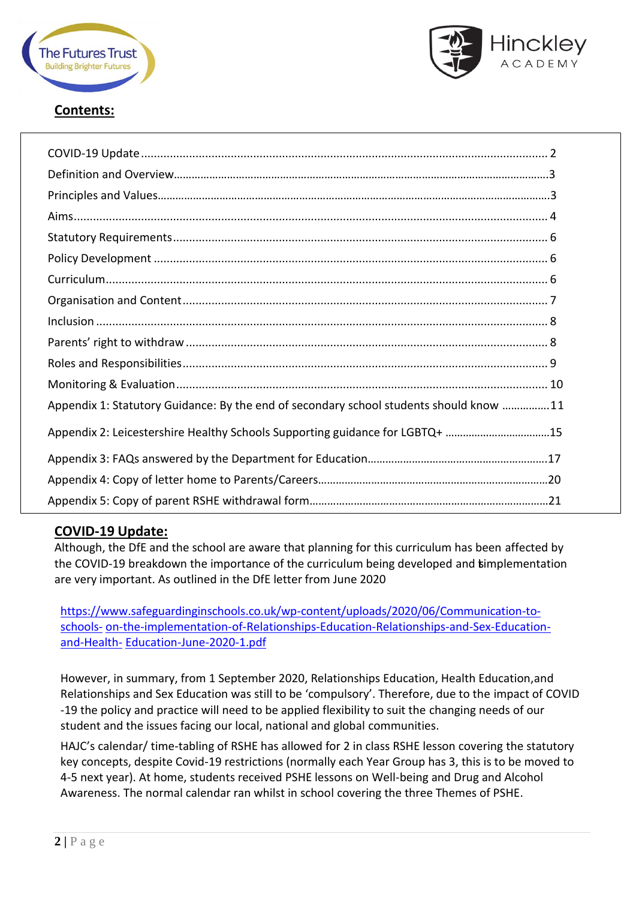## Contents:

| | |
|---|---|
| COVID-19 Update | 2 |
| Definition and Overview | 3 |
| Principles and Values | 3 |
| Aims | 4 |
| Statutory Requirements | 6 |
| Policy Development | 6 |
| Curriculum | 6 |
| Organisation and Content | 7 |
| Inclusion | 8 |
| Parents' right to withdraw | 8 |
| Roles and Responsibilities | 9 |
| Monitoring & Evaluation | 10 |
| Appendix 1: Statutory Guidance: By the end of secondary school students should know | 11 |
| Appendix 2: Leicestershire Healthy Schools Supporting guidance for LGBTQ+ | 15 |
| Appendix 3: FAQs answered by the Department for Education | 17 |
| Appendix 4: Copy of letter home to Parents/Careers | 20 |
| Appendix 5: Copy of parent RSHE withdrawal form | 21 |

## COVID-19 Update:

Although, the DfE and the school are aware that planning for this curriculum has been affected by the COVID-19 breakdown the importance of the curriculum being developed and its implementation are very important. As outlined in the DfE letter from June 2020

https://www.safeguardinginschools.co.uk/wp-content/uploads/2020/06/Communication-to-schools- on-the-implementation-of-Relationships-Education-Relationships-and-Sex-Education-and-Health- Education-June-2020-1.pdf

However, in summary, from 1 September 2020, Relationships Education, Health Education,and Relationships and Sex Education was still to be 'compulsory'. Therefore, due to the impact of COVID -19 the policy and practice will need to be applied flexibility to suit the changing needs of our student and the issues facing our local, national and global communities.

HAJC's calendar/ time-tabling of RSHE has allowed for 2 in class RSHE lesson covering the statutory key concepts, despite Covid-19 restrictions (normally each Year Group has 3, this is to be moved to 4-5 next year). At home, students received PSHE lessons on Well-being and Drug and Alcohol Awareness. The normal calendar ran whilst in school covering the three Themes of PSHE.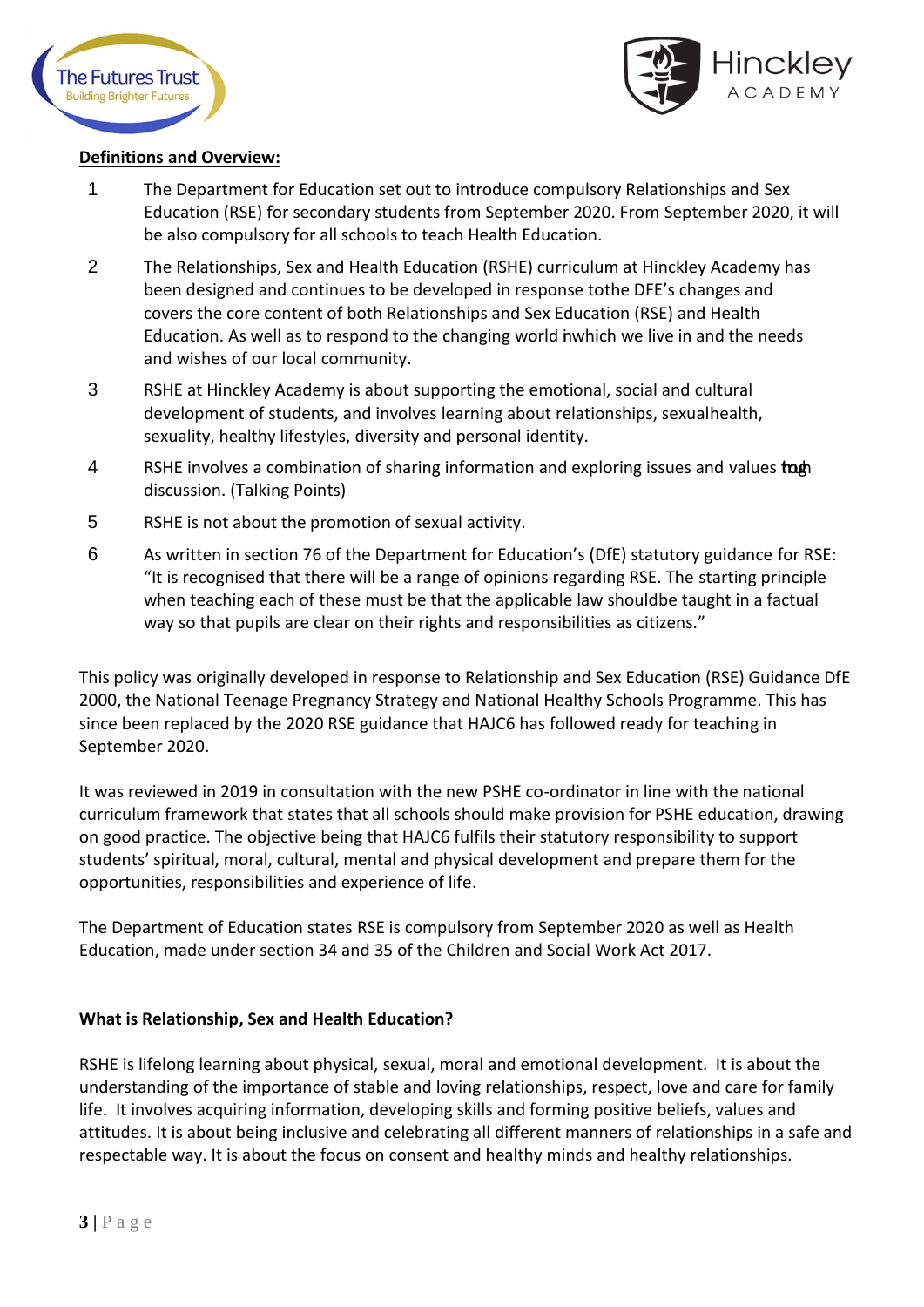**Definitions and Overview:**

1. The Department for Education set out to introduce compulsory Relationships and Sex Education (RSE) for secondary students from September 2020. From September 2020, it will be also compulsory for all schools to teach Health Education.
2. The Relationships, Sex and Health Education (RSHE) curriculum at Hinckley Academy has been designed and continues to be developed in response tothe DFE's changes and covers the core content of both Relationships and Sex Education (RSE) and Health Education. As well as to respond to the changing world inwhich we live in and the needs and wishes of our local community.
3. RSHE at Hinckley Academy is about supporting the emotional, social and cultural development of students, and involves learning about relationships, sexualhealth, sexuality, healthy lifestyles, diversity and personal identity.
4. RSHE involves a combination of sharing information and exploring issues and values through discussion. (Talking Points)
5. RSHE is not about the promotion of sexual activity.
6. As written in section 76 of the Department for Education's (DfE) statutory guidance for RSE: "It is recognised that there will be a range of opinions regarding RSE. The starting principle when teaching each of these must be that the applicable law shouldbe taught in a factual way so that pupils are clear on their rights and responsibilities as citizens."

This policy was originally developed in response to Relationship and Sex Education (RSE) Guidance DfE 2000, the National Teenage Pregnancy Strategy and National Healthy Schools Programme. This has since been replaced by the 2020 RSE guidance that HAJC6 has followed ready for teaching in September 2020.

It was reviewed in 2019 in consultation with the new PSHE co-ordinator in line with the national curriculum framework that states that all schools should make provision for PSHE education, drawing on good practice. The objective being that HAJC6 fulfils their statutory responsibility to support students' spiritual, moral, cultural, mental and physical development and prepare them for the opportunities, responsibilities and experience of life.

The Department of Education states RSE is compulsory from September 2020 as well as Health Education, made under section 34 and 35 of the Children and Social Work Act 2017.

**What is Relationship, Sex and Health Education?**

RSHE is lifelong learning about physical, sexual, moral and emotional development. It is about the understanding of the importance of stable and loving relationships, respect, love and care for family life. It involves acquiring information, developing skills and forming positive beliefs, values and attitudes. It is about being inclusive and celebrating all different manners of relationships in a safe and respectable way. It is about the focus on consent and healthy minds and healthy relationships.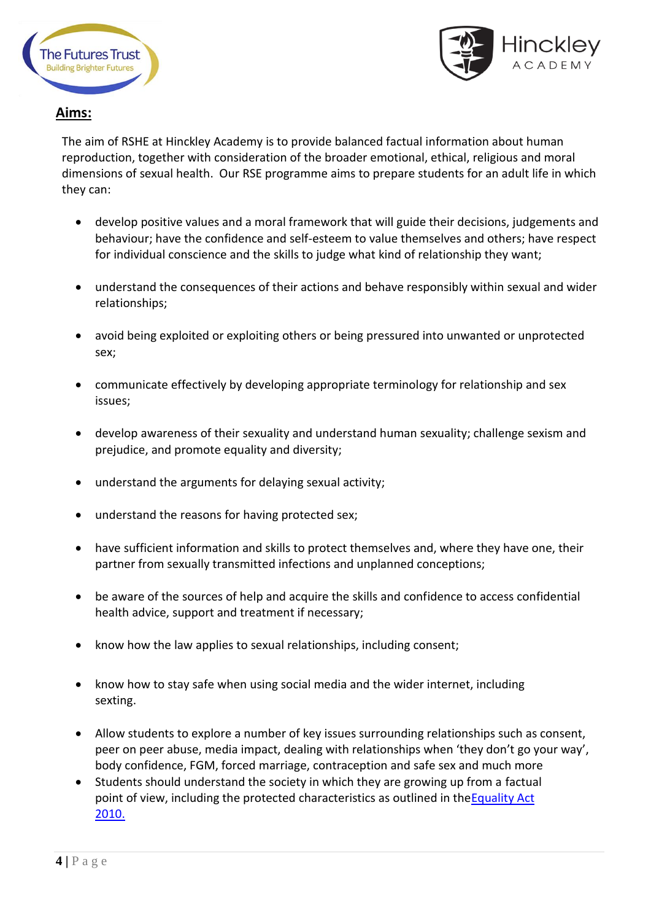## **Aims:**

The aim of RSHE at Hinckley Academy is to provide balanced factual information about human reproduction, together with consideration of the broader emotional, ethical, religious and moral dimensions of sexual health. Our RSE programme aims to prepare students for an adult life in which they can:

- develop positive values and a moral framework that will guide their decisions, judgements and behaviour; have the confidence and self-esteem to value themselves and others; have respect for individual conscience and the skills to judge what kind of relationship they want;
- understand the consequences of their actions and behave responsibly within sexual and wider relationships;
- avoid being exploited or exploiting others or being pressured into unwanted or unprotected sex;
- communicate effectively by developing appropriate terminology for relationship and sex issues;
- develop awareness of their sexuality and understand human sexuality; challenge sexism and prejudice, and promote equality and diversity;
- understand the arguments for delaying sexual activity;
- understand the reasons for having protected sex;
- have sufficient information and skills to protect themselves and, where they have one, their partner from sexually transmitted infections and unplanned conceptions;
- be aware of the sources of help and acquire the skills and confidence to access confidential health advice, support and treatment if necessary;
- know how the law applies to sexual relationships, including consent;
- know how to stay safe when using social media and the wider internet, including sexting.
- Allow students to explore a number of key issues surrounding relationships such as consent, peer on peer abuse, media impact, dealing with relationships when 'they don't go your way', body confidence, FGM, forced marriage, contraception and safe sex and much more
- Students should understand the society in which they are growing up from a factual point of view, including the protected characteristics as outlined in the Equality Act 2010.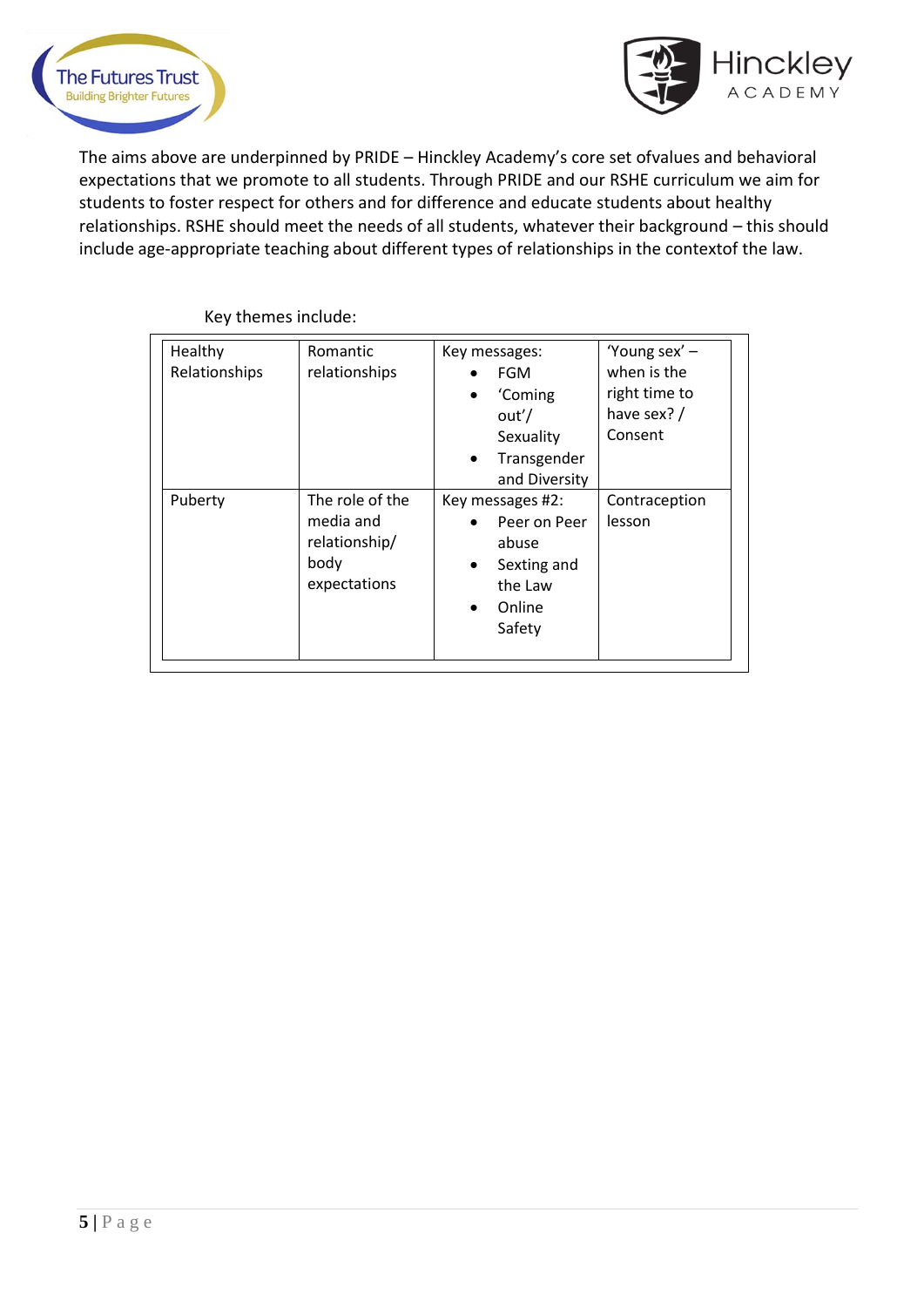The aims above are underpinned by PRIDE – Hinckley Academy's core set ofvalues and behavioral expectations that we promote to all students. Through PRIDE and our RSHE curriculum we aim for students to foster respect for others and for difference and educate students about healthy relationships. RSHE should meet the needs of all students, whatever their background – this should include age-appropriate teaching about different types of relationships in the contextof the law.

Key themes include:

| | | | |
|---|---|---|---|
| Healthy Relationships | Romantic relationships | Key messages:<br>• FGM<br>• 'Coming out'/ Sexuality<br>• Transgender and Diversity | 'Young sex' – when is the right time to have sex? / Consent |
| Puberty | The role of the media and relationship/ body expectations | Key messages #2:<br>• Peer on Peer abuse<br>• Sexting and the Law<br>• Online Safety | Contraception lesson |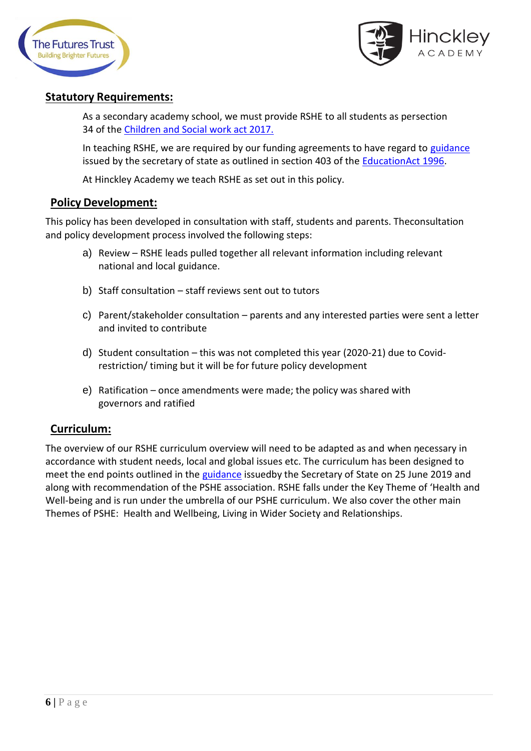## Statutory Requirements:

As a secondary academy school, we must provide RSHE to all students as persection 34 of the [Children and Social work act 2017.](#)

In teaching RSHE, we are required by our funding agreements to have regard to [guidance](#) issued by the secretary of state as outlined in section 403 of the [EducationAct 1996](#).

At Hinckley Academy we teach RSHE as set out in this policy.

## Policy Development:

This policy has been developed in consultation with staff, students and parents. Theconsultation and policy development process involved the following steps:

a) Review – RSHE leads pulled together all relevant information including relevant national and local guidance.

b) Staff consultation – staff reviews sent out to tutors

c) Parent/stakeholder consultation – parents and any interested parties were sent a letter and invited to contribute

d) Student consultation – this was not completed this year (2020-21) due to Covid-restriction/ timing but it will be for future policy development

e) Ratification – once amendments were made; the policy was shared with governors and ratified

## Curriculum:

The overview of our RSHE curriculum overview will need to be adapted as and when necessary in accordance with student needs, local and global issues etc. The curriculum has been designed to meet the end points outlined in the [guidance](#) issuedby the Secretary of State on 25 June 2019 and along with recommendation of the PSHE association. RSHE falls under the Key Theme of 'Health and Well-being and is run under the umbrella of our PSHE curriculum. We also cover the other main Themes of PSHE: Health and Wellbeing, Living in Wider Society and Relationships.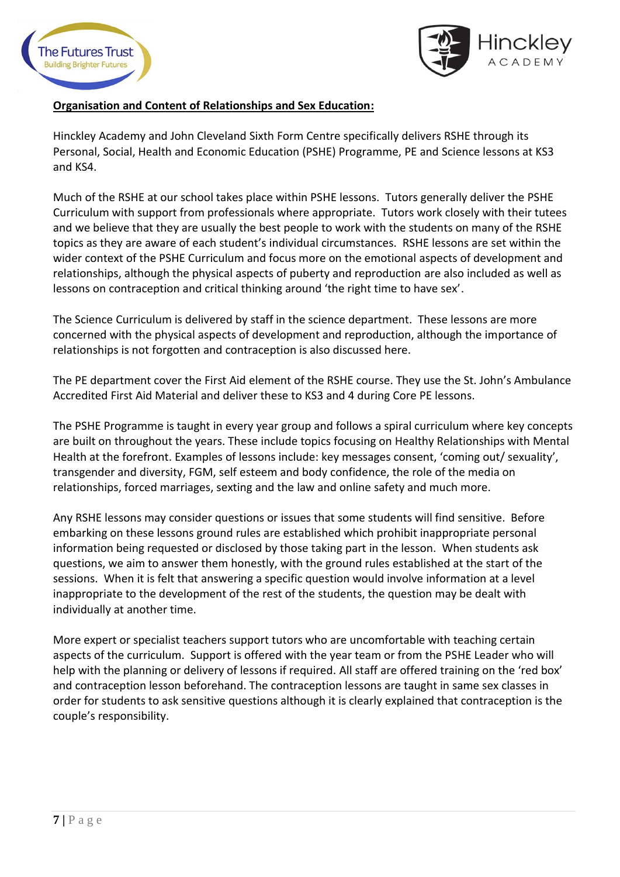**Organisation and Content of Relationships and Sex Education:**

Hinckley Academy and John Cleveland Sixth Form Centre specifically delivers RSHE through its Personal, Social, Health and Economic Education (PSHE) Programme, PE and Science lessons at KS3 and KS4.

Much of the RSHE at our school takes place within PSHE lessons. Tutors generally deliver the PSHE Curriculum with support from professionals where appropriate. Tutors work closely with their tutees and we believe that they are usually the best people to work with the students on many of the RSHE topics as they are aware of each student's individual circumstances. RSHE lessons are set within the wider context of the PSHE Curriculum and focus more on the emotional aspects of development and relationships, although the physical aspects of puberty and reproduction are also included as well as lessons on contraception and critical thinking around 'the right time to have sex'.

The Science Curriculum is delivered by staff in the science department. These lessons are more concerned with the physical aspects of development and reproduction, although the importance of relationships is not forgotten and contraception is also discussed here.

The PE department cover the First Aid element of the RSHE course. They use the St. John's Ambulance Accredited First Aid Material and deliver these to KS3 and 4 during Core PE lessons.

The PSHE Programme is taught in every year group and follows a spiral curriculum where key concepts are built on throughout the years. These include topics focusing on Healthy Relationships with Mental Health at the forefront. Examples of lessons include: key messages consent, 'coming out/ sexuality', transgender and diversity, FGM, self esteem and body confidence, the role of the media on relationships, forced marriages, sexting and the law and online safety and much more.

Any RSHE lessons may consider questions or issues that some students will find sensitive. Before embarking on these lessons ground rules are established which prohibit inappropriate personal information being requested or disclosed by those taking part in the lesson. When students ask questions, we aim to answer them honestly, with the ground rules established at the start of the sessions. When it is felt that answering a specific question would involve information at a level inappropriate to the development of the rest of the students, the question may be dealt with individually at another time.

More expert or specialist teachers support tutors who are uncomfortable with teaching certain aspects of the curriculum. Support is offered with the year team or from the PSHE Leader who will help with the planning or delivery of lessons if required. All staff are offered training on the 'red box' and contraception lesson beforehand. The contraception lessons are taught in same sex classes in order for students to ask sensitive questions although it is clearly explained that contraception is the couple's responsibility.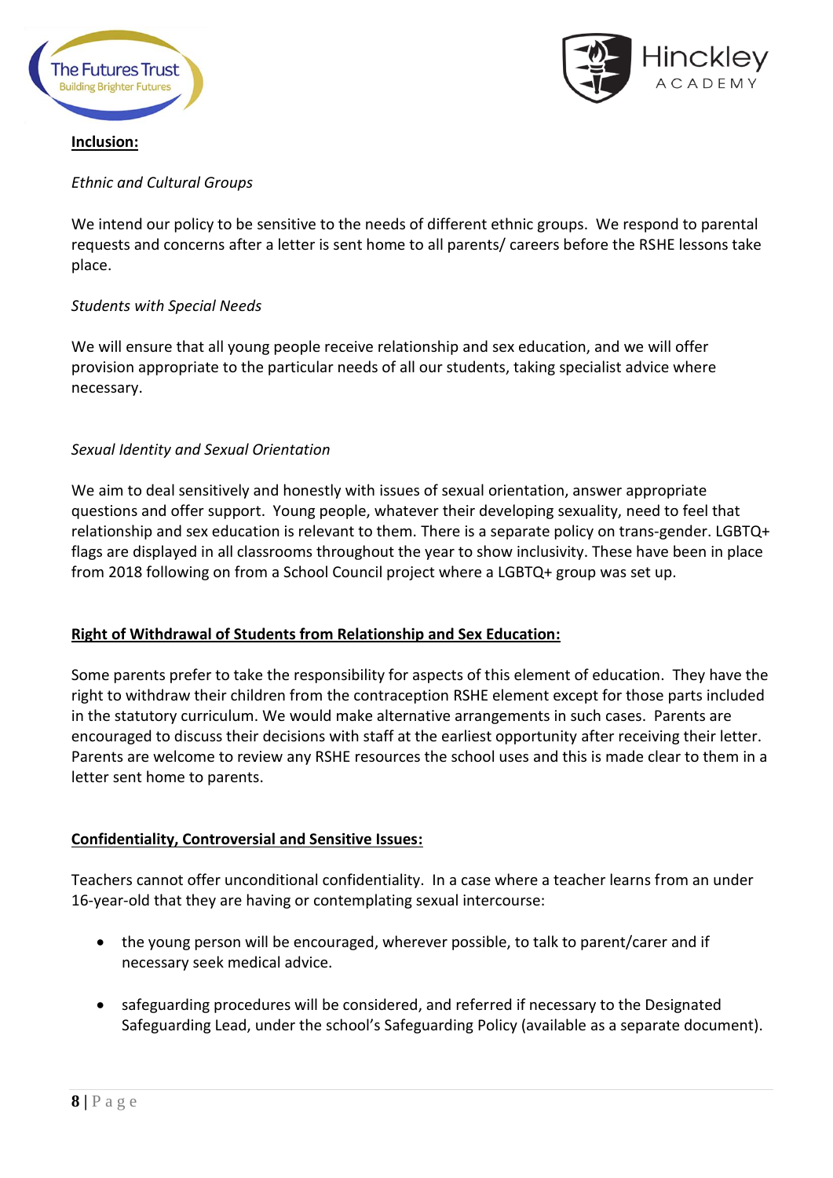**Inclusion:**

*Ethnic and Cultural Groups*

We intend our policy to be sensitive to the needs of different ethnic groups. We respond to parental requests and concerns after a letter is sent home to all parents/ careers before the RSHE lessons take place.

*Students with Special Needs*

We will ensure that all young people receive relationship and sex education, and we will offer provision appropriate to the particular needs of all our students, taking specialist advice where necessary.

*Sexual Identity and Sexual Orientation*

We aim to deal sensitively and honestly with issues of sexual orientation, answer appropriate questions and offer support. Young people, whatever their developing sexuality, need to feel that relationship and sex education is relevant to them. There is a separate policy on trans-gender. LGBTQ+ flags are displayed in all classrooms throughout the year to show inclusivity. These have been in place from 2018 following on from a School Council project where a LGBTQ+ group was set up.

**Right of Withdrawal of Students from Relationship and Sex Education:**

Some parents prefer to take the responsibility for aspects of this element of education. They have the right to withdraw their children from the contraception RSHE element except for those parts included in the statutory curriculum. We would make alternative arrangements in such cases. Parents are encouraged to discuss their decisions with staff at the earliest opportunity after receiving their letter. Parents are welcome to review any RSHE resources the school uses and this is made clear to them in a letter sent home to parents.

**Confidentiality, Controversial and Sensitive Issues:**

Teachers cannot offer unconditional confidentiality. In a case where a teacher learns from an under 16-year-old that they are having or contemplating sexual intercourse:

- the young person will be encouraged, wherever possible, to talk to parent/carer and if necessary seek medical advice.
- safeguarding procedures will be considered, and referred if necessary to the Designated Safeguarding Lead, under the school's Safeguarding Policy (available as a separate document).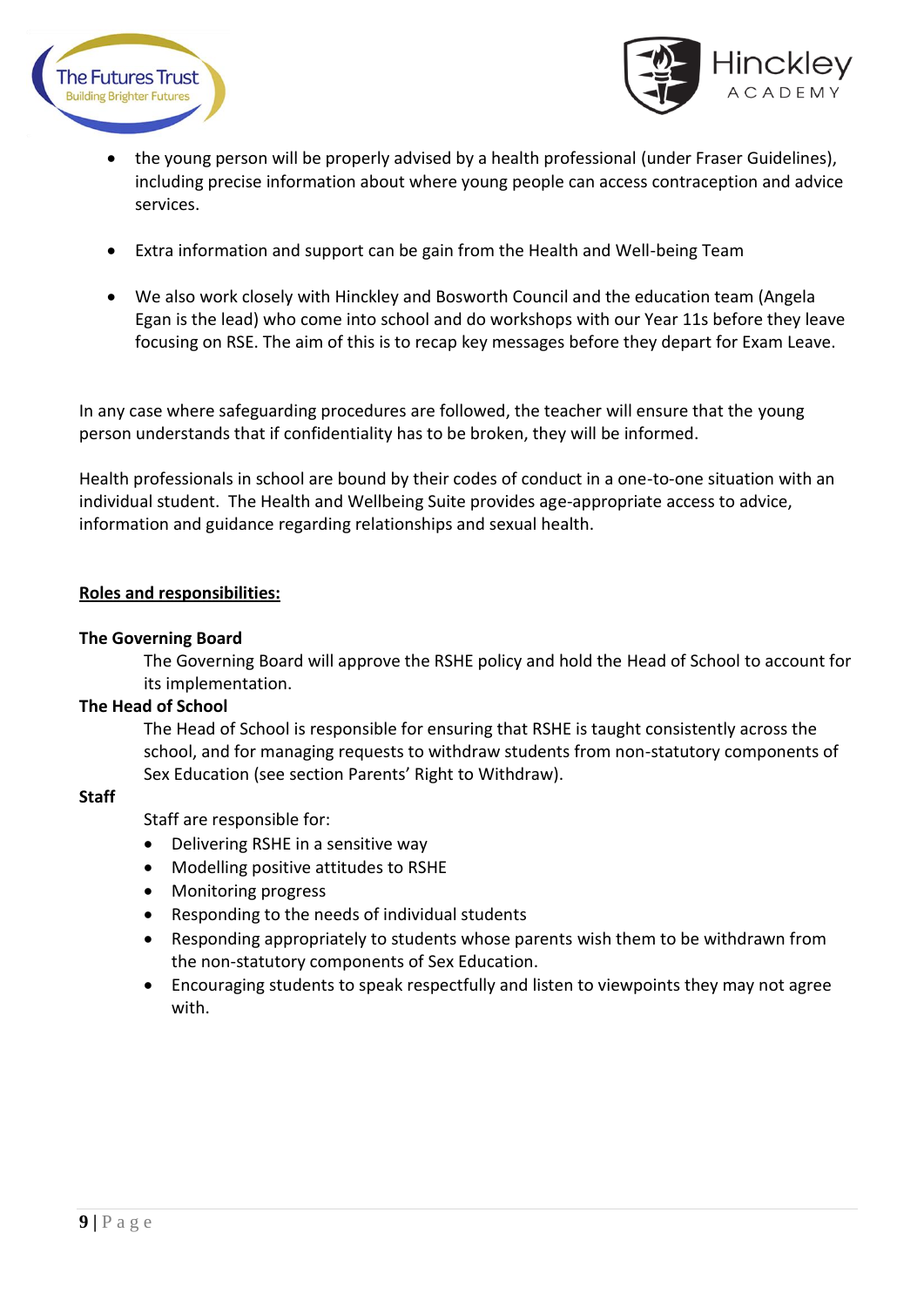- the young person will be properly advised by a health professional (under Fraser Guidelines), including precise information about where young people can access contraception and advice services.

- Extra information and support can be gain from the Health and Well-being Team

- We also work closely with Hinckley and Bosworth Council and the education team (Angela Egan is the lead) who come into school and do workshops with our Year 11s before they leave focusing on RSE. The aim of this is to recap key messages before they depart for Exam Leave.

In any case where safeguarding procedures are followed, the teacher will ensure that the young person understands that if confidentiality has to be broken, they will be informed.

Health professionals in school are bound by their codes of conduct in a one-to-one situation with an individual student. The Health and Wellbeing Suite provides age-appropriate access to advice, information and guidance regarding relationships and sexual health.

## Roles and responsibilities:

**The Governing Board**

The Governing Board will approve the RSHE policy and hold the Head of School to account for its implementation.

**The Head of School**

The Head of School is responsible for ensuring that RSHE is taught consistently across the school, and for managing requests to withdraw students from non-statutory components of Sex Education (see section Parents' Right to Withdraw).

**Staff**

Staff are responsible for:

- Delivering RSHE in a sensitive way
- Modelling positive attitudes to RSHE
- Monitoring progress
- Responding to the needs of individual students
- Responding appropriately to students whose parents wish them to be withdrawn from the non-statutory components of Sex Education.
- Encouraging students to speak respectfully and listen to viewpoints they may not agree with.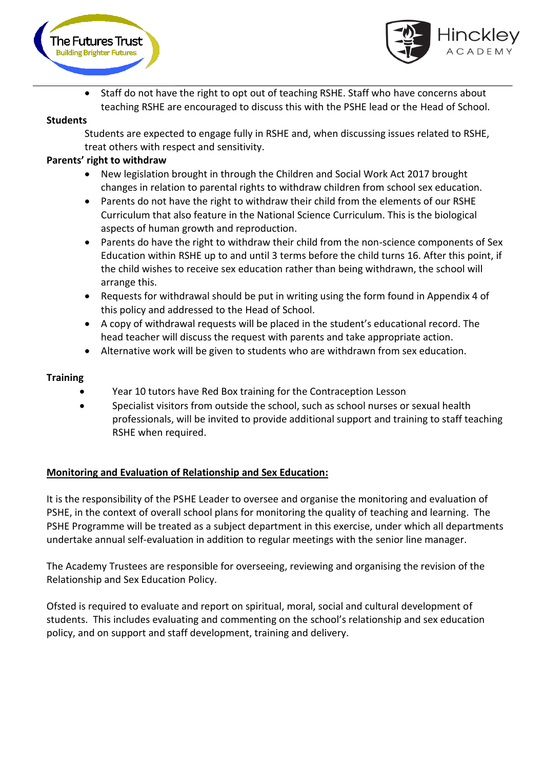- Staff do not have the right to opt out of teaching RSHE. Staff who have concerns about teaching RSHE are encouraged to discuss this with the PSHE lead or the Head of School.

**Students**

Students are expected to engage fully in RSHE and, when discussing issues related to RSHE, treat others with respect and sensitivity.

**Parents' right to withdraw**

- New legislation brought in through the Children and Social Work Act 2017 brought changes in relation to parental rights to withdraw children from school sex education.
- Parents do not have the right to withdraw their child from the elements of our RSHE Curriculum that also feature in the National Science Curriculum. This is the biological aspects of human growth and reproduction.
- Parents do have the right to withdraw their child from the non-science components of Sex Education within RSHE up to and until 3 terms before the child turns 16. After this point, if the child wishes to receive sex education rather than being withdrawn, the school will arrange this.
- Requests for withdrawal should be put in writing using the form found in Appendix 4 of this policy and addressed to the Head of School.
- A copy of withdrawal requests will be placed in the student's educational record. The head teacher will discuss the request with parents and take appropriate action.
- Alternative work will be given to students who are withdrawn from sex education.

**Training**

- Year 10 tutors have Red Box training for the Contraception Lesson
- Specialist visitors from outside the school, such as school nurses or sexual health professionals, will be invited to provide additional support and training to staff teaching RSHE when required.

**<u>Monitoring and Evaluation of Relationship and Sex Education:</u>**

It is the responsibility of the PSHE Leader to oversee and organise the monitoring and evaluation of PSHE, in the context of overall school plans for monitoring the quality of teaching and learning. The PSHE Programme will be treated as a subject department in this exercise, under which all departments undertake annual self-evaluation in addition to regular meetings with the senior line manager.

The Academy Trustees are responsible for overseeing, reviewing and organising the revision of the Relationship and Sex Education Policy.

Ofsted is required to evaluate and report on spiritual, moral, social and cultural development of students. This includes evaluating and commenting on the school's relationship and sex education policy, and on support and staff development, training and delivery.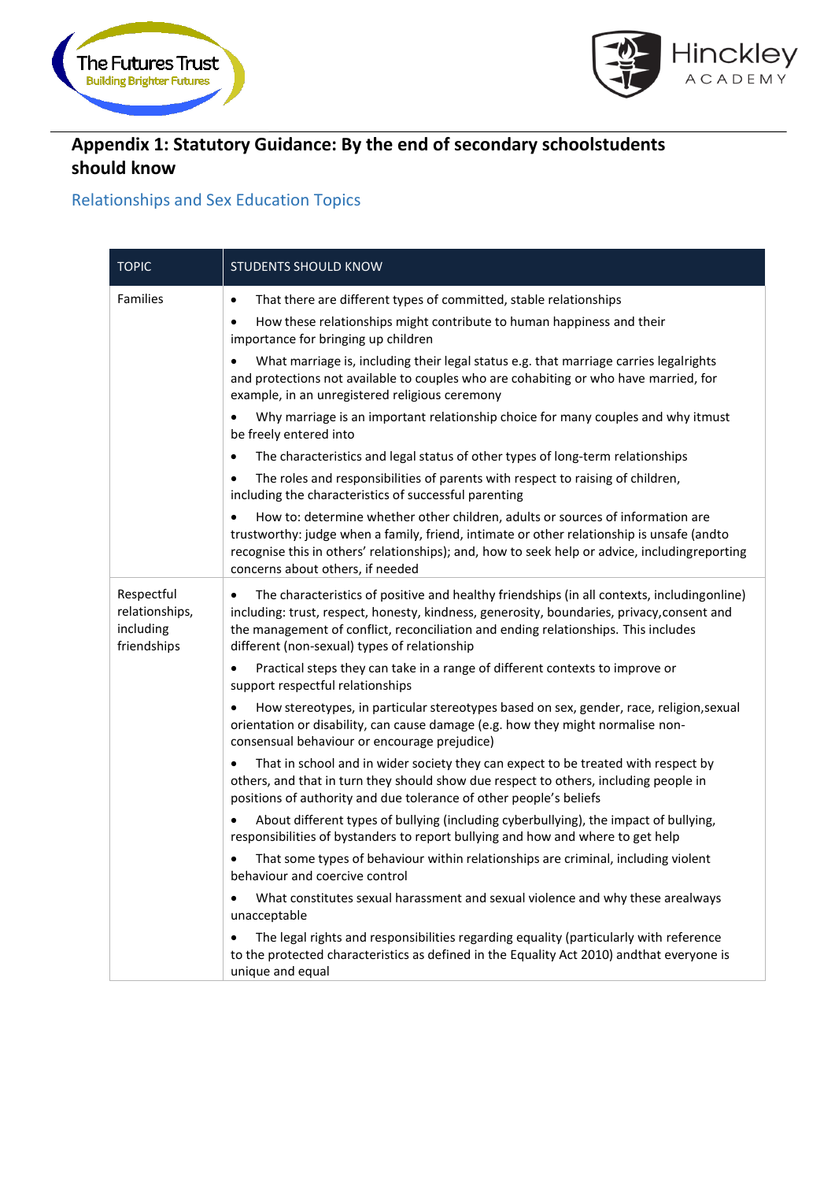## Appendix 1: Statutory Guidance: By the end of secondary schoolstudents should know

### Relationships and Sex Education Topics

| TOPIC | STUDENTS SHOULD KNOW |
|---|---|
| Families | • That there are different types of committed, stable relationships<br>• How these relationships might contribute to human happiness and their importance for bringing up children<br>• What marriage is, including their legal status e.g. that marriage carries legalrights and protections not available to couples who are cohabiting or who have married, for example, in an unregistered religious ceremony<br>• Why marriage is an important relationship choice for many couples and why itmust be freely entered into<br>• The characteristics and legal status of other types of long-term relationships<br>• The roles and responsibilities of parents with respect to raising of children, including the characteristics of successful parenting<br>• How to: determine whether other children, adults or sources of information are trustworthy: judge when a family, friend, intimate or other relationship is unsafe (andto recognise this in others' relationships); and, how to seek help or advice, includingreporting concerns about others, if needed |
| Respectful relationships, including friendships | • The characteristics of positive and healthy friendships (in all contexts, includingonline) including: trust, respect, honesty, kindness, generosity, boundaries, privacy,consent and the management of conflict, reconciliation and ending relationships. This includes different (non-sexual) types of relationship<br>• Practical steps they can take in a range of different contexts to improve or support respectful relationships<br>• How stereotypes, in particular stereotypes based on sex, gender, race, religion,sexual orientation or disability, can cause damage (e.g. how they might normalise non-consensual behaviour or encourage prejudice)<br>• That in school and in wider society they can expect to be treated with respect by others, and that in turn they should show due respect to others, including people in positions of authority and due tolerance of other people's beliefs<br>• About different types of bullying (including cyberbullying), the impact of bullying, responsibilities of bystanders to report bullying and how and where to get help<br>• That some types of behaviour within relationships are criminal, including violent behaviour and coercive control<br>• What constitutes sexual harassment and sexual violence and why these arealways unacceptable<br>• The legal rights and responsibilities regarding equality (particularly with reference to the protected characteristics as defined in the Equality Act 2010) andthat everyone is unique and equal |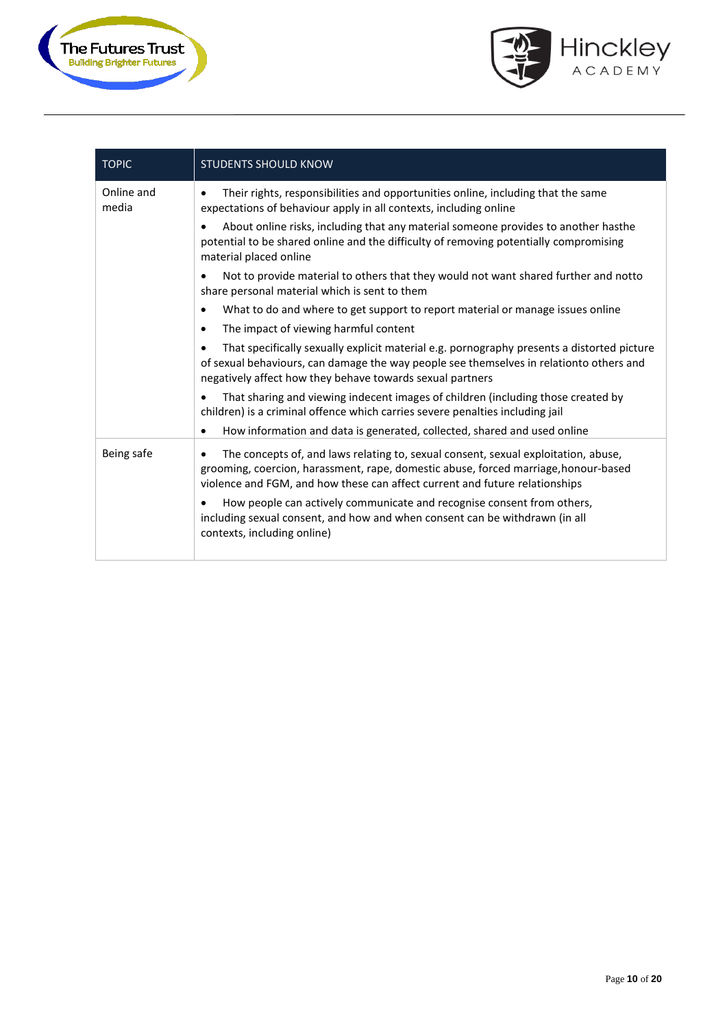| TOPIC | STUDENTS SHOULD KNOW |
| --- | --- |
| Online and media | • Their rights, responsibilities and opportunities online, including that the same expectations of behaviour apply in all contexts, including online<br>• About online risks, including that any material someone provides to another hasthe potential to be shared online and the difficulty of removing potentially compromising material placed online<br>• Not to provide material to others that they would not want shared further and notto share personal material which is sent to them<br>• What to do and where to get support to report material or manage issues online<br>• The impact of viewing harmful content<br>• That specifically sexually explicit material e.g. pornography presents a distorted picture of sexual behaviours, can damage the way people see themselves in relationto others and negatively affect how they behave towards sexual partners<br>• That sharing and viewing indecent images of children (including those created by children) is a criminal offence which carries severe penalties including jail<br>• How information and data is generated, collected, shared and used online |
| Being safe | • The concepts of, and laws relating to, sexual consent, sexual exploitation, abuse, grooming, coercion, harassment, rape, domestic abuse, forced marriage,honour-based violence and FGM, and how these can affect current and future relationships<br>• How people can actively communicate and recognise consent from others, including sexual consent, and how and when consent can be withdrawn (in all contexts, including online) |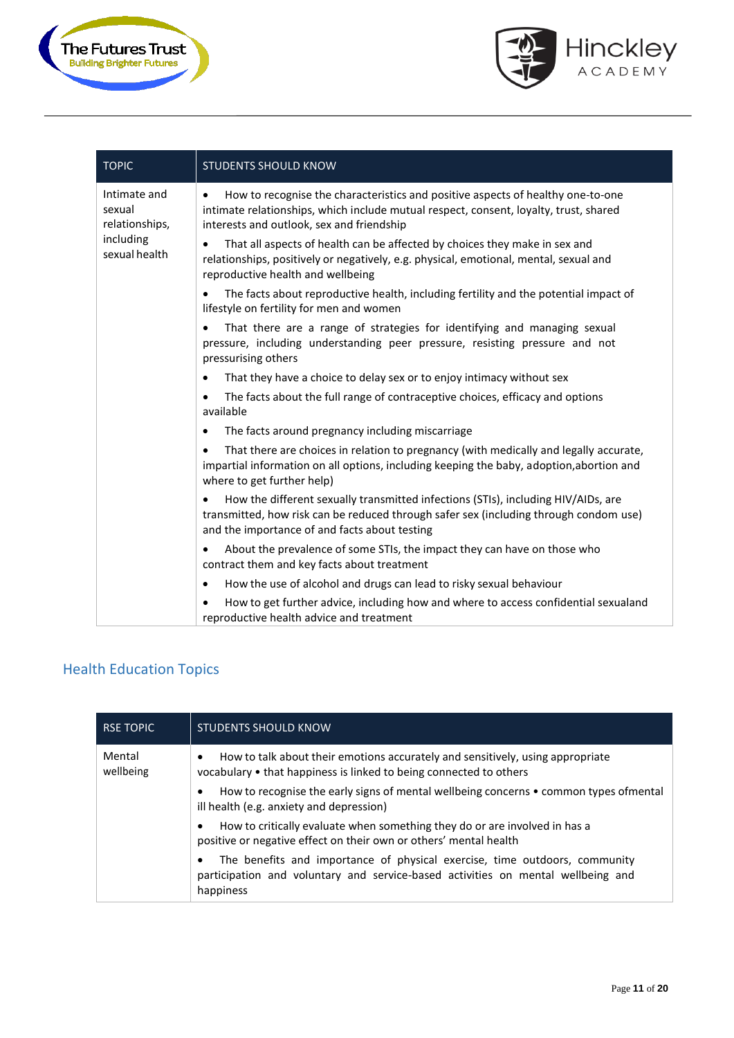| TOPIC | STUDENTS SHOULD KNOW |
| --- | --- |
| Intimate and sexual relationships, including sexual health | • How to recognise the characteristics and positive aspects of healthy one-to-one intimate relationships, which include mutual respect, consent, loyalty, trust, shared interests and outlook, sex and friendship<br>• That all aspects of health can be affected by choices they make in sex and relationships, positively or negatively, e.g. physical, emotional, mental, sexual and reproductive health and wellbeing<br>• The facts about reproductive health, including fertility and the potential impact of lifestyle on fertility for men and women<br>• That there are a range of strategies for identifying and managing sexual pressure, including understanding peer pressure, resisting pressure and not pressurising others<br>• That they have a choice to delay sex or to enjoy intimacy without sex<br>• The facts about the full range of contraceptive choices, efficacy and options available<br>• The facts around pregnancy including miscarriage<br>• That there are choices in relation to pregnancy (with medically and legally accurate, impartial information on all options, including keeping the baby, adoption,abortion and where to get further help)<br>• How the different sexually transmitted infections (STIs), including HIV/AIDs, are transmitted, how risk can be reduced through safer sex (including through condom use) and the importance of and facts about testing<br>• About the prevalence of some STIs, the impact they can have on those who contract them and key facts about treatment<br>• How the use of alcohol and drugs can lead to risky sexual behaviour<br>• How to get further advice, including how and where to access confidential sexualand reproductive health advice and treatment |

## Health Education Topics

| RSE TOPIC | STUDENTS SHOULD KNOW |
| --- | --- |
| Mental wellbeing | • How to talk about their emotions accurately and sensitively, using appropriate vocabulary • that happiness is linked to being connected to others<br>• How to recognise the early signs of mental wellbeing concerns • common types ofmental ill health (e.g. anxiety and depression)<br>• How to critically evaluate when something they do or are involved in has a positive or negative effect on their own or others' mental health<br>• The benefits and importance of physical exercise, time outdoors, community participation and voluntary and service-based activities on mental wellbeing and happiness |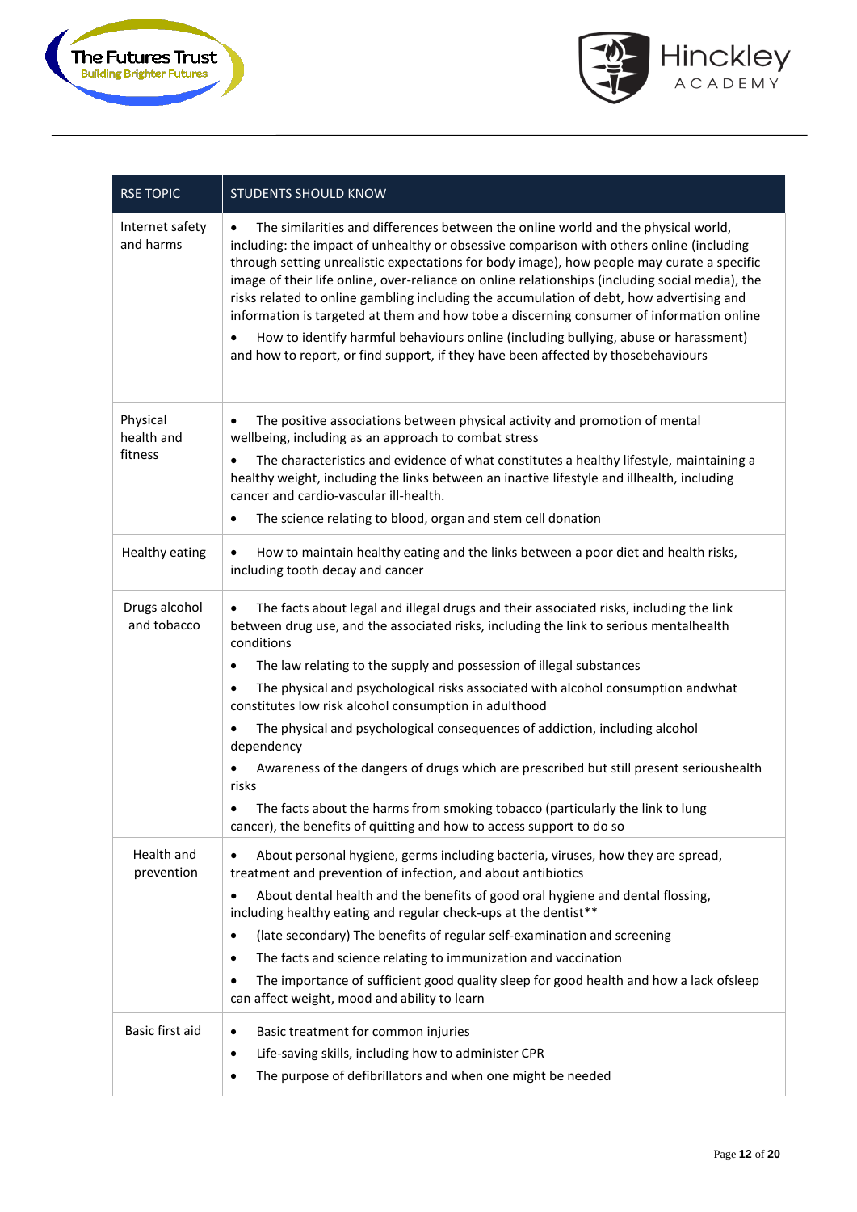| RSE TOPIC | STUDENTS SHOULD KNOW |
|---|---|
| Internet safety and harms | • The similarities and differences between the online world and the physical world, including: the impact of unhealthy or obsessive comparison with others online (including through setting unrealistic expectations for body image), how people may curate a specific image of their life online, over-reliance on online relationships (including social media), the risks related to online gambling including the accumulation of debt, how advertising and information is targeted at them and how tobe a discerning consumer of information online<br>• How to identify harmful behaviours online (including bullying, abuse or harassment) and how to report, or find support, if they have been affected by thosebehaviours |
| Physical health and fitness | • The positive associations between physical activity and promotion of mental wellbeing, including as an approach to combat stress<br>• The characteristics and evidence of what constitutes a healthy lifestyle, maintaining a healthy weight, including the links between an inactive lifestyle and illhealth, including cancer and cardio-vascular ill-health.<br>• The science relating to blood, organ and stem cell donation |
| Healthy eating | • How to maintain healthy eating and the links between a poor diet and health risks, including tooth decay and cancer |
| Drugs alcohol and tobacco | • The facts about legal and illegal drugs and their associated risks, including the link between drug use, and the associated risks, including the link to serious mentalhealth conditions<br>• The law relating to the supply and possession of illegal substances<br>• The physical and psychological risks associated with alcohol consumption andwhat constitutes low risk alcohol consumption in adulthood<br>• The physical and psychological consequences of addiction, including alcohol dependency<br>• Awareness of the dangers of drugs which are prescribed but still present serioushealth risks<br>• The facts about the harms from smoking tobacco (particularly the link to lung cancer), the benefits of quitting and how to access support to do so |
| Health and prevention | • About personal hygiene, germs including bacteria, viruses, how they are spread, treatment and prevention of infection, and about antibiotics<br>• About dental health and the benefits of good oral hygiene and dental flossing, including healthy eating and regular check-ups at the dentist**<br>• (late secondary) The benefits of regular self-examination and screening<br>• The facts and science relating to immunization and vaccination<br>• The importance of sufficient good quality sleep for good health and how a lack ofsleep can affect weight, mood and ability to learn |
| Basic first aid | • Basic treatment for common injuries<br>• Life-saving skills, including how to administer CPR<br>• The purpose of defibrillators and when one might be needed |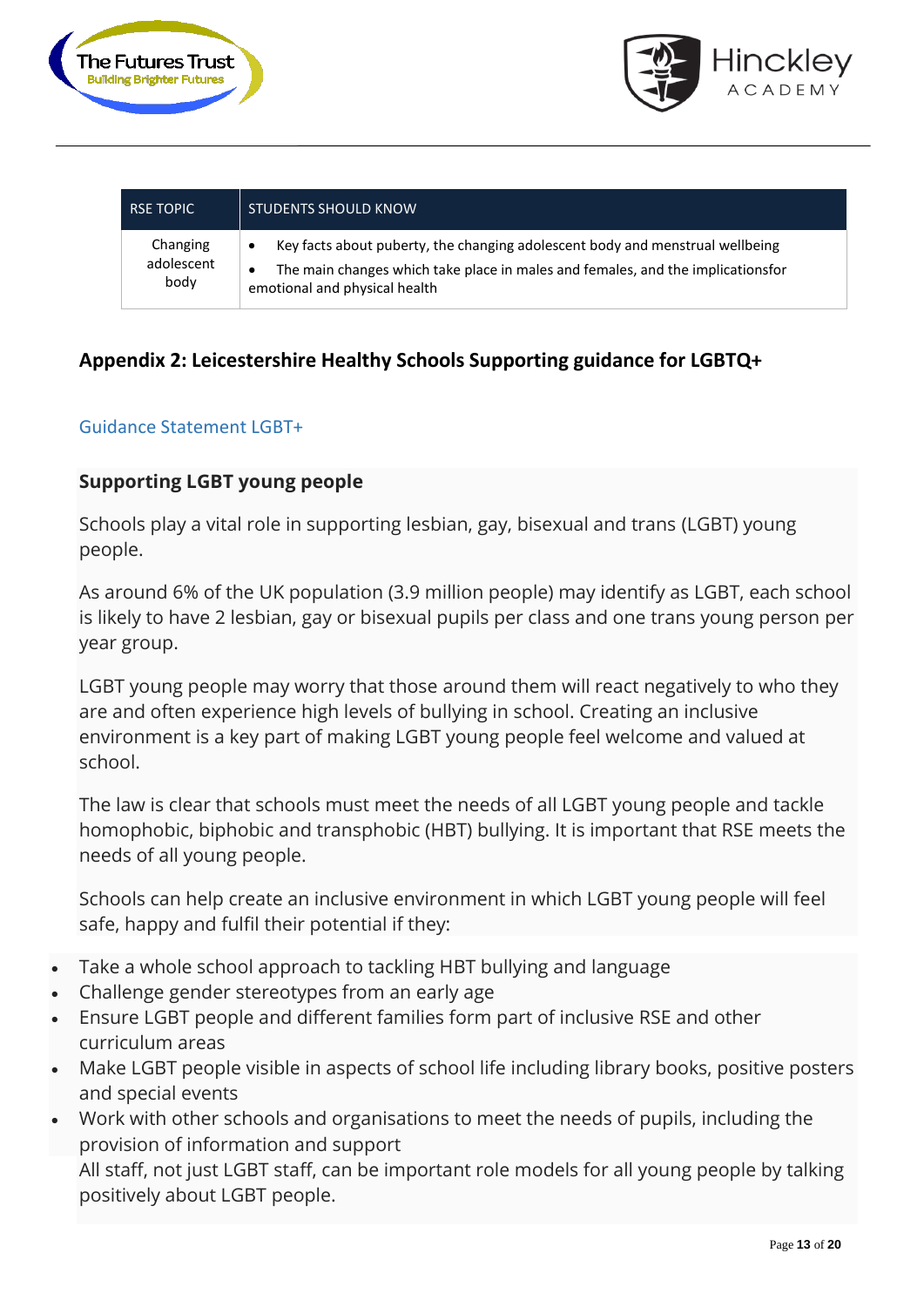| RSE TOPIC | STUDENTS SHOULD KNOW |
|---|---|
| Changing adolescent body | • Key facts about puberty, the changing adolescent body and menstrual wellbeing<br>• The main changes which take place in males and females, and the implicationsfor emotional and physical health |

## Appendix 2: Leicestershire Healthy Schools Supporting guidance for LGBTQ+

Guidance Statement LGBT+

### Supporting LGBT young people

Schools play a vital role in supporting lesbian, gay, bisexual and trans (LGBT) young people.

As around 6% of the UK population (3.9 million people) may identify as LGBT, each school is likely to have 2 lesbian, gay or bisexual pupils per class and one trans young person per year group.

LGBT young people may worry that those around them will react negatively to who they are and often experience high levels of bullying in school. Creating an inclusive environment is a key part of making LGBT young people feel welcome and valued at school.

The law is clear that schools must meet the needs of all LGBT young people and tackle homophobic, biphobic and transphobic (HBT) bullying. It is important that RSE meets the needs of all young people.

Schools can help create an inclusive environment in which LGBT young people will feel safe, happy and fulfil their potential if they:

- Take a whole school approach to tackling HBT bullying and language
- Challenge gender stereotypes from an early age
- Ensure LGBT people and different families form part of inclusive RSE and other curriculum areas
- Make LGBT people visible in aspects of school life including library books, positive posters and special events
- Work with other schools and organisations to meet the needs of pupils, including the provision of information and support

All staff, not just LGBT staff, can be important role models for all young people by talking positively about LGBT people.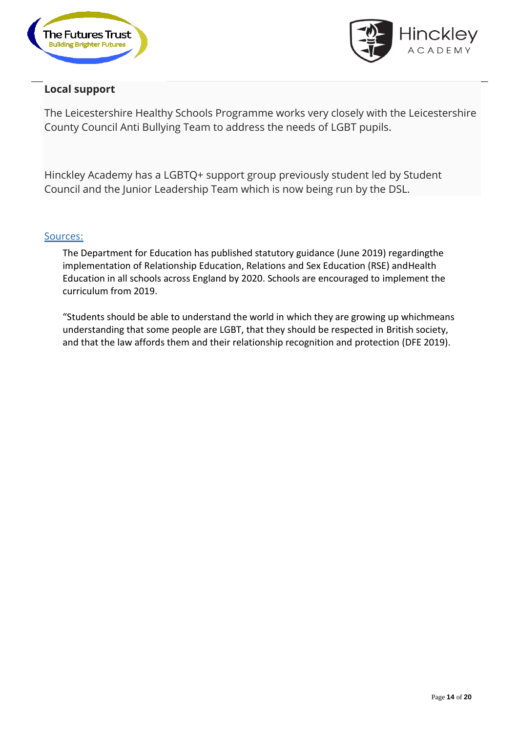## Local support

The Leicestershire Healthy Schools Programme works very closely with the Leicestershire County Council Anti Bullying Team to address the needs of LGBT pupils.

Hinckley Academy has a LGBTQ+ support group previously student led by Student Council and the Junior Leadership Team which is now being run by the DSL.

Sources:

The Department for Education has published statutory guidance (June 2019) regardingthe implementation of Relationship Education, Relations and Sex Education (RSE) andHealth Education in all schools across England by 2020. Schools are encouraged to implement the curriculum from 2019.

“Students should be able to understand the world in which they are growing up whichmeans understanding that some people are LGBT, that they should be respected in British society, and that the law affords them and their relationship recognition and protection (DFE 2019).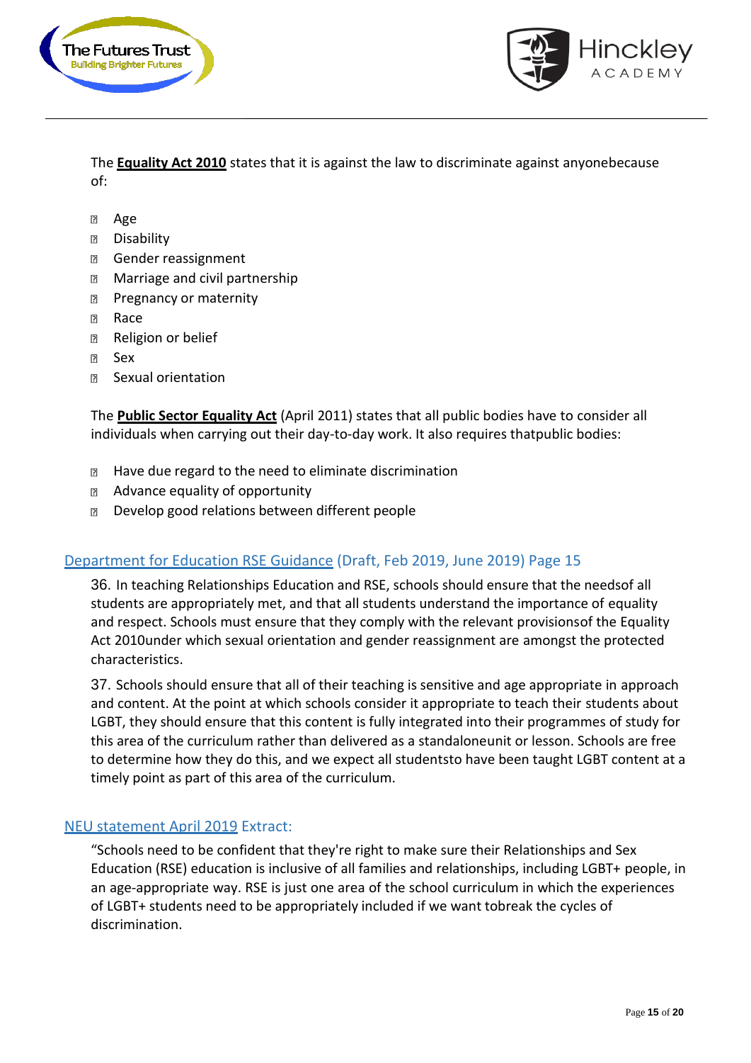The **Equality Act 2010** states that it is against the law to discriminate against anyonebecause of:

- Age
- Disability
- Gender reassignment
- Marriage and civil partnership
- Pregnancy or maternity
- Race
- Religion or belief
- Sex
- Sexual orientation

The **Public Sector Equality Act** (April 2011) states that all public bodies have to consider all individuals when carrying out their day-to-day work. It also requires thatpublic bodies:

- Have due regard to the need to eliminate discrimination
- Advance equality of opportunity
- Develop good relations between different people

### Department for Education RSE Guidance (Draft, Feb 2019, June 2019) Page 15

36. In teaching Relationships Education and RSE, schools should ensure that the needsof all students are appropriately met, and that all students understand the importance of equality and respect. Schools must ensure that they comply with the relevant provisionsof the Equality Act 2010under which sexual orientation and gender reassignment are amongst the protected characteristics.

37. Schools should ensure that all of their teaching is sensitive and age appropriate in approach and content. At the point at which schools consider it appropriate to teach their students about LGBT, they should ensure that this content is fully integrated into their programmes of study for this area of the curriculum rather than delivered as a standaloneunit or lesson. Schools are free to determine how they do this, and we expect all studentsto have been taught LGBT content at a timely point as part of this area of the curriculum.

### NEU statement April 2019 Extract:

"Schools need to be confident that they're right to make sure their Relationships and Sex Education (RSE) education is inclusive of all families and relationships, including LGBT+ people, in an age-appropriate way. RSE is just one area of the school curriculum in which the experiences of LGBT+ students need to be appropriately included if we want tobreak the cycles of discrimination.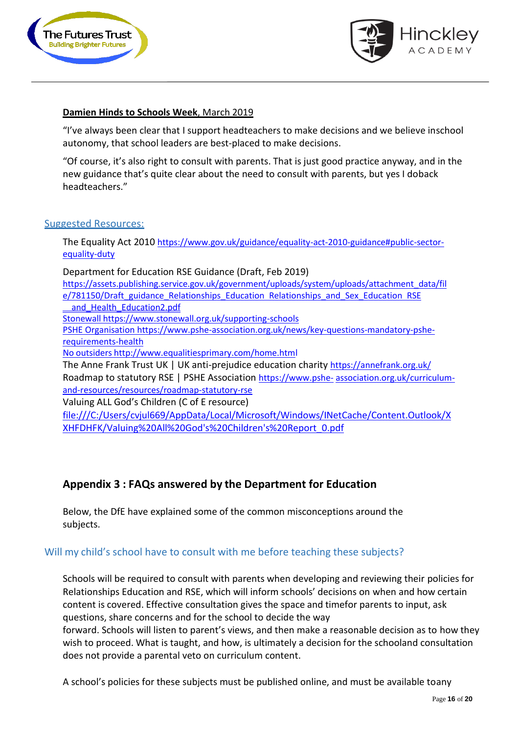**Damien Hinds to Schools Week**, March 2019

"I've always been clear that I support headteachers to make decisions and we believe inschool autonomy, that school leaders are best-placed to make decisions.

"Of course, it's also right to consult with parents. That is just good practice anyway, and in the new guidance that's quite clear about the need to consult with parents, but yes I doback headteachers."

## Suggested Resources:

The Equality Act 2010 https://www.gov.uk/guidance/equality-act-2010-guidance#public-sector-equality-duty

Department for Education RSE Guidance (Draft, Feb 2019)
https://assets.publishing.service.gov.uk/government/uploads/system/uploads/attachment_data/file/781150/Draft_guidance_Relationships_Education_Relationships_and_Sex_Education_RSE__and_Health_Education2.pdf
Stonewall https://www.stonewall.org.uk/supporting-schools
PSHE Organisation https://www.pshe-association.org.uk/news/key-questions-mandatory-pshe-requirements-health
No outsiders http://www.equalitiesprimary.com/home.html
The Anne Frank Trust UK | UK anti-prejudice education charity https://annefrank.org.uk/
Roadmap to statutory RSE | PSHE Association https://www.pshe- association.org.uk/curriculum-and-resources/resources/roadmap-statutory-rse
Valuing ALL God's Children (C of E resource)
file:///C:/Users/cvjul669/AppData/Local/Microsoft/Windows/INetCache/Content.Outlook/XXHFDHFK/Valuing%20All%20God's%20Children's%20Report_0.pdf

## Appendix 3 : FAQs answered by the Department for Education

Below, the DfE have explained some of the common misconceptions around the subjects.

### Will my child's school have to consult with me before teaching these subjects?

Schools will be required to consult with parents when developing and reviewing their policies for Relationships Education and RSE, which will inform schools' decisions on when and how certain content is covered. Effective consultation gives the space and timefor parents to input, ask questions, share concerns and for the school to decide the way forward. Schools will listen to parent's views, and then make a reasonable decision as to how they wish to proceed. What is taught, and how, is ultimately a decision for the schooland consultation does not provide a parental veto on curriculum content.

A school's policies for these subjects must be published online, and must be available toany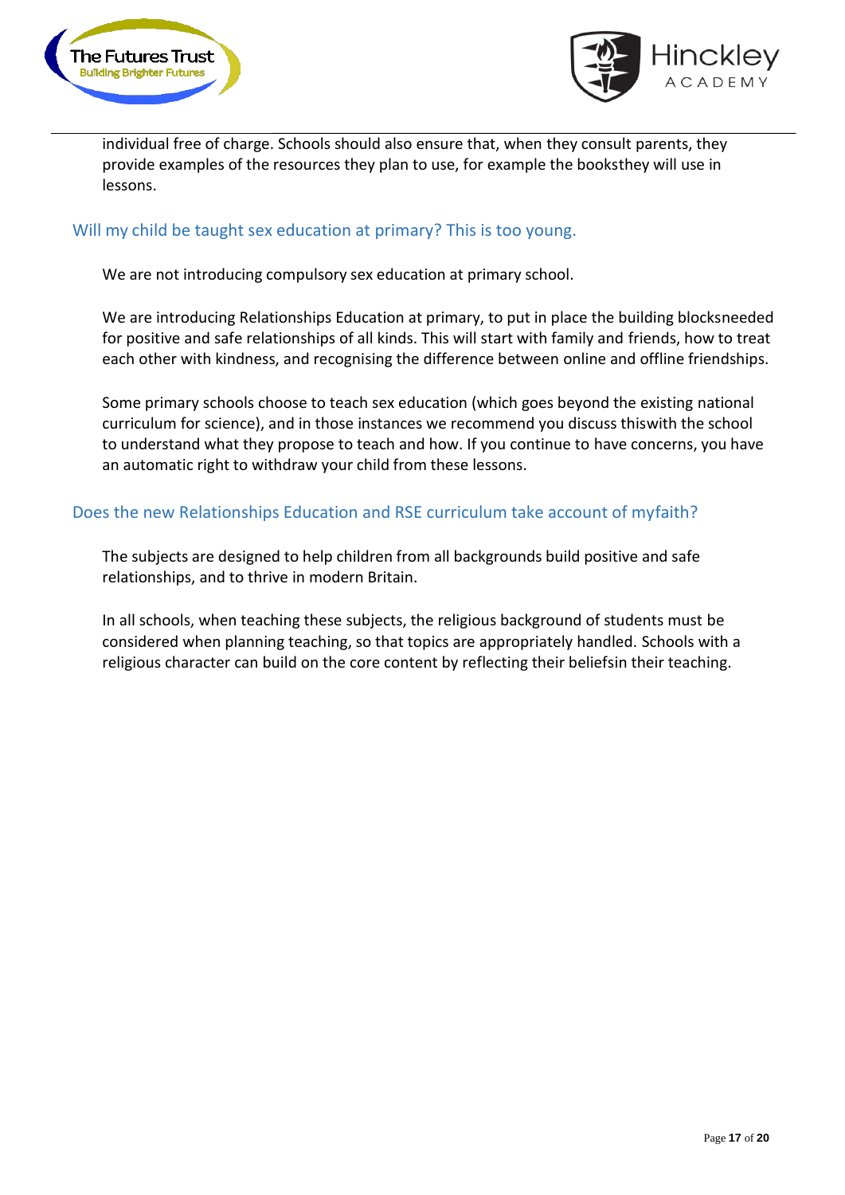individual free of charge. Schools should also ensure that, when they consult parents, they provide examples of the resources they plan to use, for example the booksthey will use in lessons.

### Will my child be taught sex education at primary? This is too young.

We are not introducing compulsory sex education at primary school.

We are introducing Relationships Education at primary, to put in place the building blocksneeded for positive and safe relationships of all kinds. This will start with family and friends, how to treat each other with kindness, and recognising the difference between online and offline friendships.

Some primary schools choose to teach sex education (which goes beyond the existing national curriculum for science), and in those instances we recommend you discuss thiswith the school to understand what they propose to teach and how. If you continue to have concerns, you have an automatic right to withdraw your child from these lessons.

### Does the new Relationships Education and RSE curriculum take account of myfaith?

The subjects are designed to help children from all backgrounds build positive and safe relationships, and to thrive in modern Britain.

In all schools, when teaching these subjects, the religious background of students must be considered when planning teaching, so that topics are appropriately handled. Schools with a religious character can build on the core content by reflecting their beliefsin their teaching.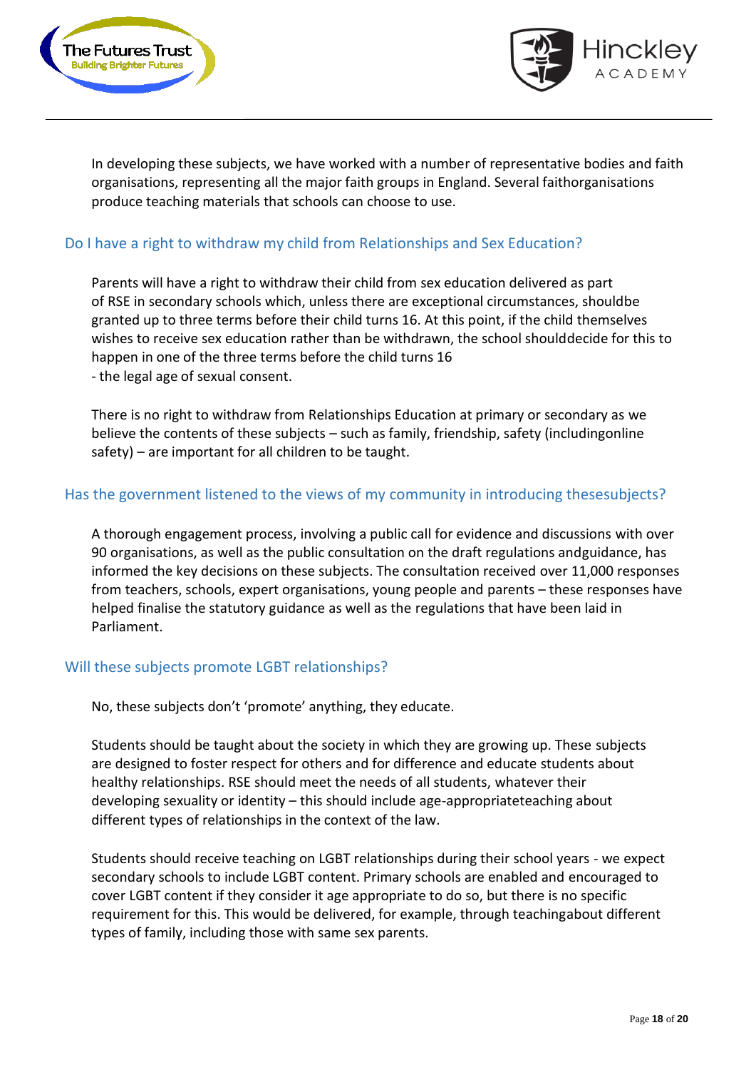In developing these subjects, we have worked with a number of representative bodies and faith organisations, representing all the major faith groups in England. Several faithorganisations produce teaching materials that schools can choose to use.

## Do I have a right to withdraw my child from Relationships and Sex Education?

Parents will have a right to withdraw their child from sex education delivered as part of RSE in secondary schools which, unless there are exceptional circumstances, shouldbe granted up to three terms before their child turns 16. At this point, if the child themselves wishes to receive sex education rather than be withdrawn, the school shoulddecide for this to happen in one of the three terms before the child turns 16
- the legal age of sexual consent.

There is no right to withdraw from Relationships Education at primary or secondary as we believe the contents of these subjects – such as family, friendship, safety (includingonline safety) – are important for all children to be taught.

## Has the government listened to the views of my community in introducing thesesubjects?

A thorough engagement process, involving a public call for evidence and discussions with over 90 organisations, as well as the public consultation on the draft regulations andguidance, has informed the key decisions on these subjects. The consultation received over 11,000 responses from teachers, schools, expert organisations, young people and parents – these responses have helped finalise the statutory guidance as well as the regulations that have been laid in Parliament.

## Will these subjects promote LGBT relationships?

No, these subjects don't 'promote' anything, they educate.

Students should be taught about the society in which they are growing up. These subjects are designed to foster respect for others and for difference and educate students about healthy relationships. RSE should meet the needs of all students, whatever their developing sexuality or identity – this should include age-appropriateteaching about different types of relationships in the context of the law.

Students should receive teaching on LGBT relationships during their school years - we expect secondary schools to include LGBT content. Primary schools are enabled and encouraged to cover LGBT content if they consider it age appropriate to do so, but there is no specific requirement for this. This would be delivered, for example, through teachingabout different types of family, including those with same sex parents.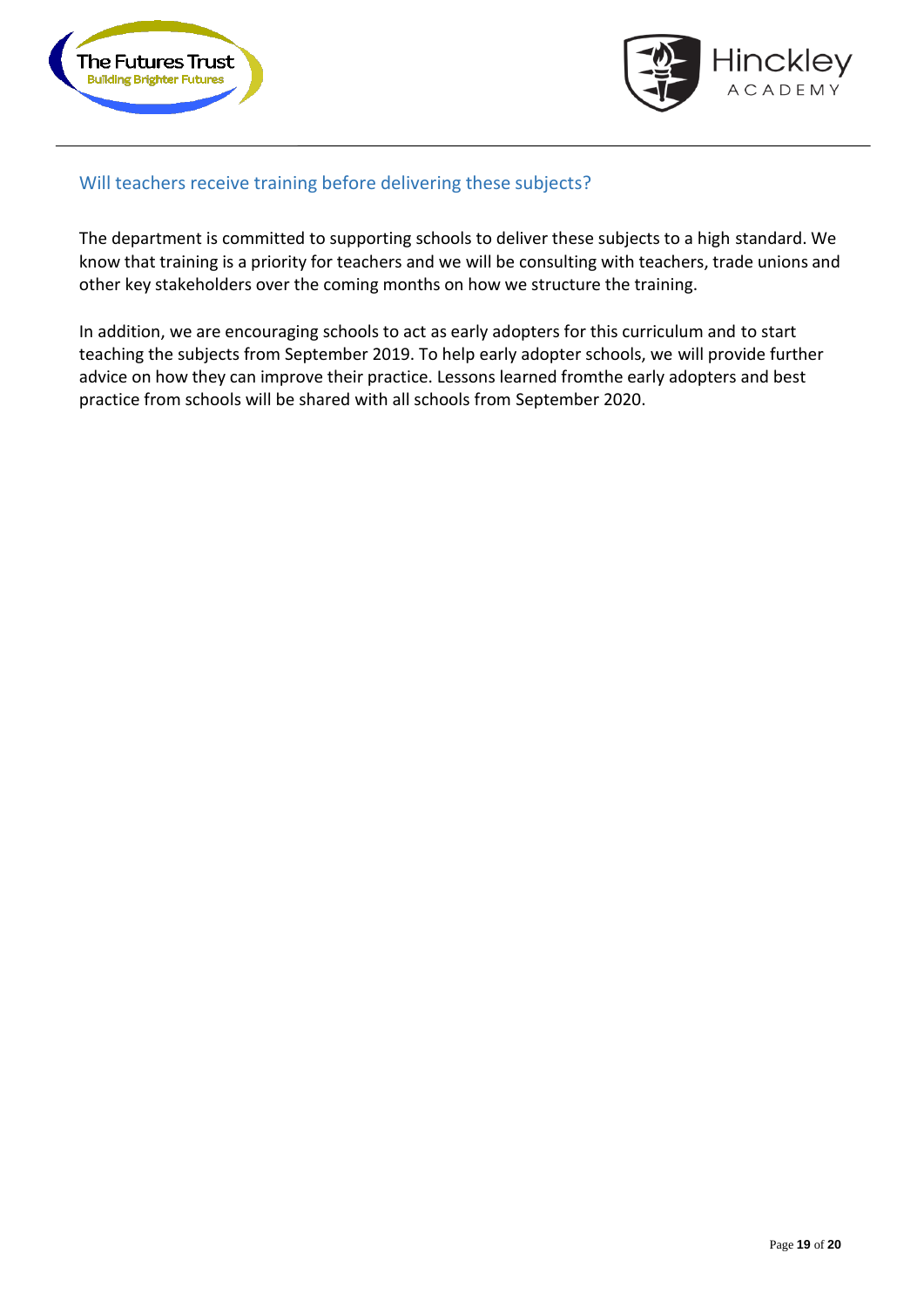## Will teachers receive training before delivering these subjects?

The department is committed to supporting schools to deliver these subjects to a high standard. We know that training is a priority for teachers and we will be consulting with teachers, trade unions and other key stakeholders over the coming months on how we structure the training.

In addition, we are encouraging schools to act as early adopters for this curriculum and to start teaching the subjects from September 2019. To help early adopter schools, we will provide further advice on how they can improve their practice. Lessons learned fromthe early adopters and best practice from schools will be shared with all schools from September 2020.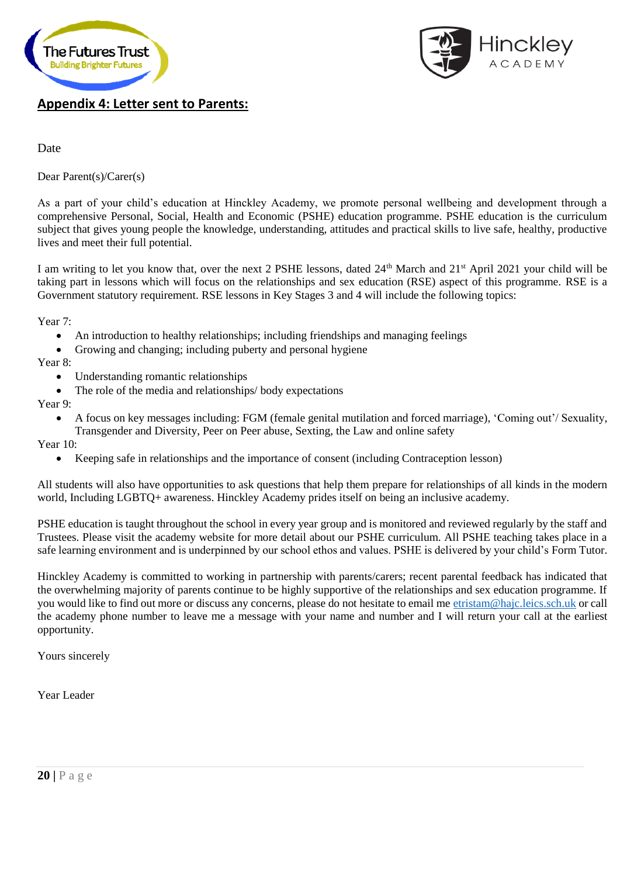## Appendix 4: Letter sent to Parents:

Date

Dear Parent(s)/Carer(s)

As a part of your child's education at Hinckley Academy, we promote personal wellbeing and development through a comprehensive Personal, Social, Health and Economic (PSHE) education programme. PSHE education is the curriculum subject that gives young people the knowledge, understanding, attitudes and practical skills to live safe, healthy, productive lives and meet their full potential.

I am writing to let you know that, over the next 2 PSHE lessons, dated 24th March and 21st April 2021 your child will be taking part in lessons which will focus on the relationships and sex education (RSE) aspect of this programme. RSE is a Government statutory requirement. RSE lessons in Key Stages 3 and 4 will include the following topics:

Year 7:

- An introduction to healthy relationships; including friendships and managing feelings
- Growing and changing; including puberty and personal hygiene

Year 8:

- Understanding romantic relationships
- The role of the media and relationships/ body expectations

Year 9:

- A focus on key messages including: FGM (female genital mutilation and forced marriage), 'Coming out'/ Sexuality, Transgender and Diversity, Peer on Peer abuse, Sexting, the Law and online safety

Year 10:

- Keeping safe in relationships and the importance of consent (including Contraception lesson)

All students will also have opportunities to ask questions that help them prepare for relationships of all kinds in the modern world, Including LGBTQ+ awareness. Hinckley Academy prides itself on being an inclusive academy.

PSHE education is taught throughout the school in every year group and is monitored and reviewed regularly by the staff and Trustees. Please visit the academy website for more detail about our PSHE curriculum. All PSHE teaching takes place in a safe learning environment and is underpinned by our school ethos and values. PSHE is delivered by your child's Form Tutor.

Hinckley Academy is committed to working in partnership with parents/carers; recent parental feedback has indicated that the overwhelming majority of parents continue to be highly supportive of the relationships and sex education programme. If you would like to find out more or discuss any concerns, please do not hesitate to email me etristam@hajc.leics.sch.uk or call the academy phone number to leave me a message with your name and number and I will return your call at the earliest opportunity.

Yours sincerely

Year Leader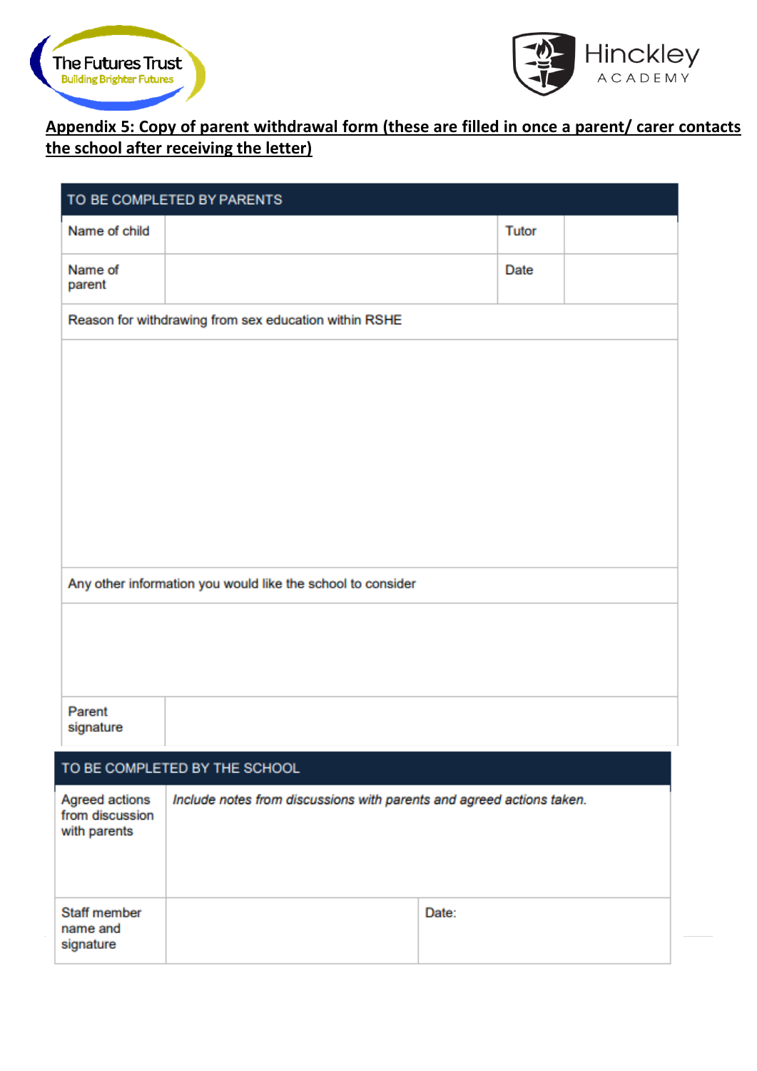**Appendix 5: Copy of parent withdrawal form (these are filled in once a parent/ carer contacts the school after receiving the letter)**

| TO BE COMPLETED BY PARENTS | | | |
|---|---|---|---|
| Name of child | | Tutor | |
| Name of parent | | Date | |
| Reason for withdrawing from sex education within RSHE | | | |
| | | | |
| Any other information you would like the school to consider | | | |
| | | | |
| Parent signature | | | |

| TO BE COMPLETED BY THE SCHOOL | | | |
|---|---|---|---|
| Agreed actions from discussion with parents | *Include notes from discussions with parents and agreed actions taken.* | | |
| Staff member name and signature | | Date: | |